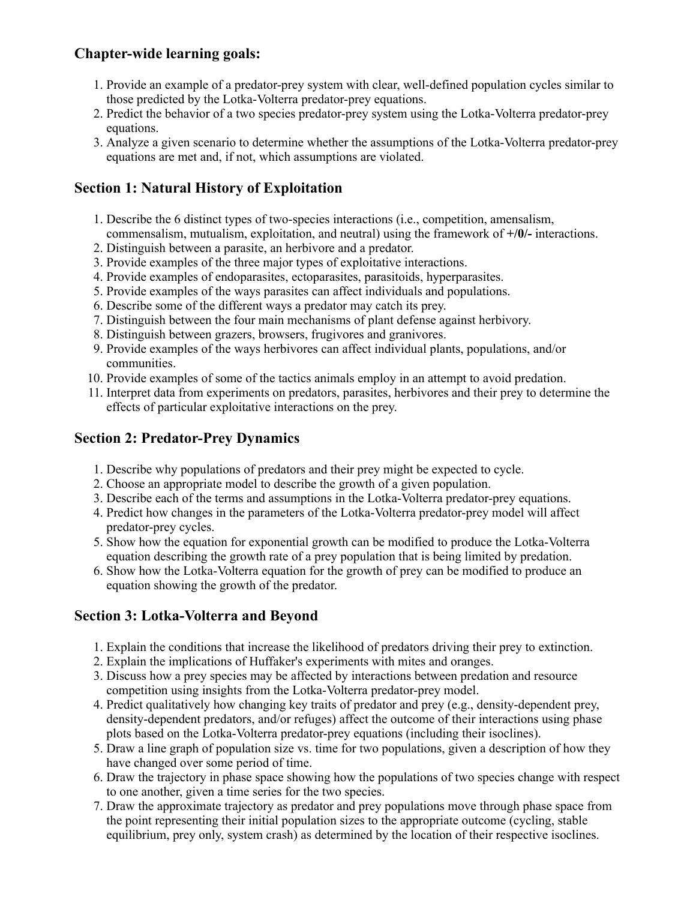### Chapter-wide learning goals:

1. Provide an example of a predator-prey system with clear, well-defined population cycles similar to those predicted by the Lotka-Volterra predator-prey equations.
2. Predict the behavior of a two species predator-prey system using the Lotka-Volterra predator-prey equations.
3. Analyze a given scenario to determine whether the assumptions of the Lotka-Volterra predator-prey equations are met and, if not, which assumptions are violated.

### Section 1: Natural History of Exploitation

1. Describe the 6 distinct types of two-species interactions (i.e., competition, amensalism, commensalism, mutualism, exploitation, and neutral) using the framework of **+/0/-** interactions.
2. Distinguish between a parasite, an herbivore and a predator.
3. Provide examples of the three major types of exploitative interactions.
4. Provide examples of endoparasites, ectoparasites, parasitoids, hyperparasites.
5. Provide examples of the ways parasites can affect individuals and populations.
6. Describe some of the different ways a predator may catch its prey.
7. Distinguish between the four main mechanisms of plant defense against herbivory.
8. Distinguish between grazers, browsers, frugivores and granivores.
9. Provide examples of the ways herbivores can affect individual plants, populations, and/or communities.
10. Provide examples of some of the tactics animals employ in an attempt to avoid predation.
11. Interpret data from experiments on predators, parasites, herbivores and their prey to determine the effects of particular exploitative interactions on the prey.

### Section 2: Predator-Prey Dynamics

1. Describe why populations of predators and their prey might be expected to cycle.
2. Choose an appropriate model to describe the growth of a given population.
3. Describe each of the terms and assumptions in the Lotka-Volterra predator-prey equations.
4. Predict how changes in the parameters of the Lotka-Volterra predator-prey model will affect predator-prey cycles.
5. Show how the equation for exponential growth can be modified to produce the Lotka-Volterra equation describing the growth rate of a prey population that is being limited by predation.
6. Show how the Lotka-Volterra equation for the growth of prey can be modified to produce an equation showing the growth of the predator.

### Section 3: Lotka-Volterra and Beyond

1. Explain the conditions that increase the likelihood of predators driving their prey to extinction.
2. Explain the implications of Huffaker's experiments with mites and oranges.
3. Discuss how a prey species may be affected by interactions between predation and resource competition using insights from the Lotka-Volterra predator-prey model.
4. Predict qualitatively how changing key traits of predator and prey (e.g., density-dependent prey, density-dependent predators, and/or refuges) affect the outcome of their interactions using phase plots based on the Lotka-Volterra predator-prey equations (including their isoclines).
5. Draw a line graph of population size vs. time for two populations, given a description of how they have changed over some period of time.
6. Draw the trajectory in phase space showing how the populations of two species change with respect to one another, given a time series for the two species.
7. Draw the approximate trajectory as predator and prey populations move through phase space from the point representing their initial population sizes to the appropriate outcome (cycling, stable equilibrium, prey only, system crash) as determined by the location of their respective isoclines.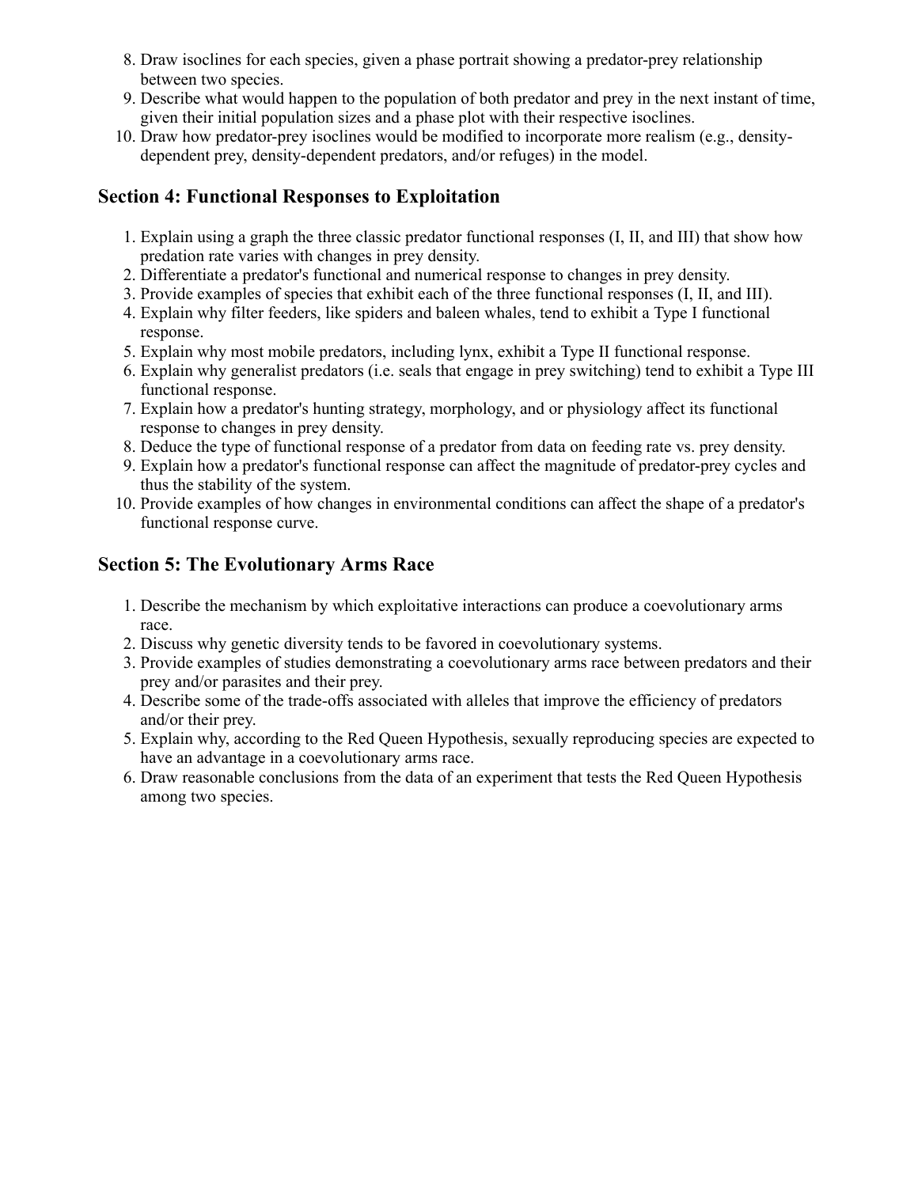8. Draw isoclines for each species, given a phase portrait showing a predator-prey relationship between two species.
9. Describe what would happen to the population of both predator and prey in the next instant of time, given their initial population sizes and a phase plot with their respective isoclines.
10. Draw how predator-prey isoclines would be modified to incorporate more realism (e.g., density-dependent prey, density-dependent predators, and/or refuges) in the model.

## Section 4: Functional Responses to Exploitation

1. Explain using a graph the three classic predator functional responses (I, II, and III) that show how predation rate varies with changes in prey density.
2. Differentiate a predator's functional and numerical response to changes in prey density.
3. Provide examples of species that exhibit each of the three functional responses (I, II, and III).
4. Explain why filter feeders, like spiders and baleen whales, tend to exhibit a Type I functional response.
5. Explain why most mobile predators, including lynx, exhibit a Type II functional response.
6. Explain why generalist predators (i.e. seals that engage in prey switching) tend to exhibit a Type III functional response.
7. Explain how a predator's hunting strategy, morphology, and or physiology affect its functional response to changes in prey density.
8. Deduce the type of functional response of a predator from data on feeding rate vs. prey density.
9. Explain how a predator's functional response can affect the magnitude of predator-prey cycles and thus the stability of the system.
10. Provide examples of how changes in environmental conditions can affect the shape of a predator's functional response curve.

## Section 5: The Evolutionary Arms Race

1. Describe the mechanism by which exploitative interactions can produce a coevolutionary arms race.
2. Discuss why genetic diversity tends to be favored in coevolutionary systems.
3. Provide examples of studies demonstrating a coevolutionary arms race between predators and their prey and/or parasites and their prey.
4. Describe some of the trade-offs associated with alleles that improve the efficiency of predators and/or their prey.
5. Explain why, according to the Red Queen Hypothesis, sexually reproducing species are expected to have an advantage in a coevolutionary arms race.
6. Draw reasonable conclusions from the data of an experiment that tests the Red Queen Hypothesis among two species.